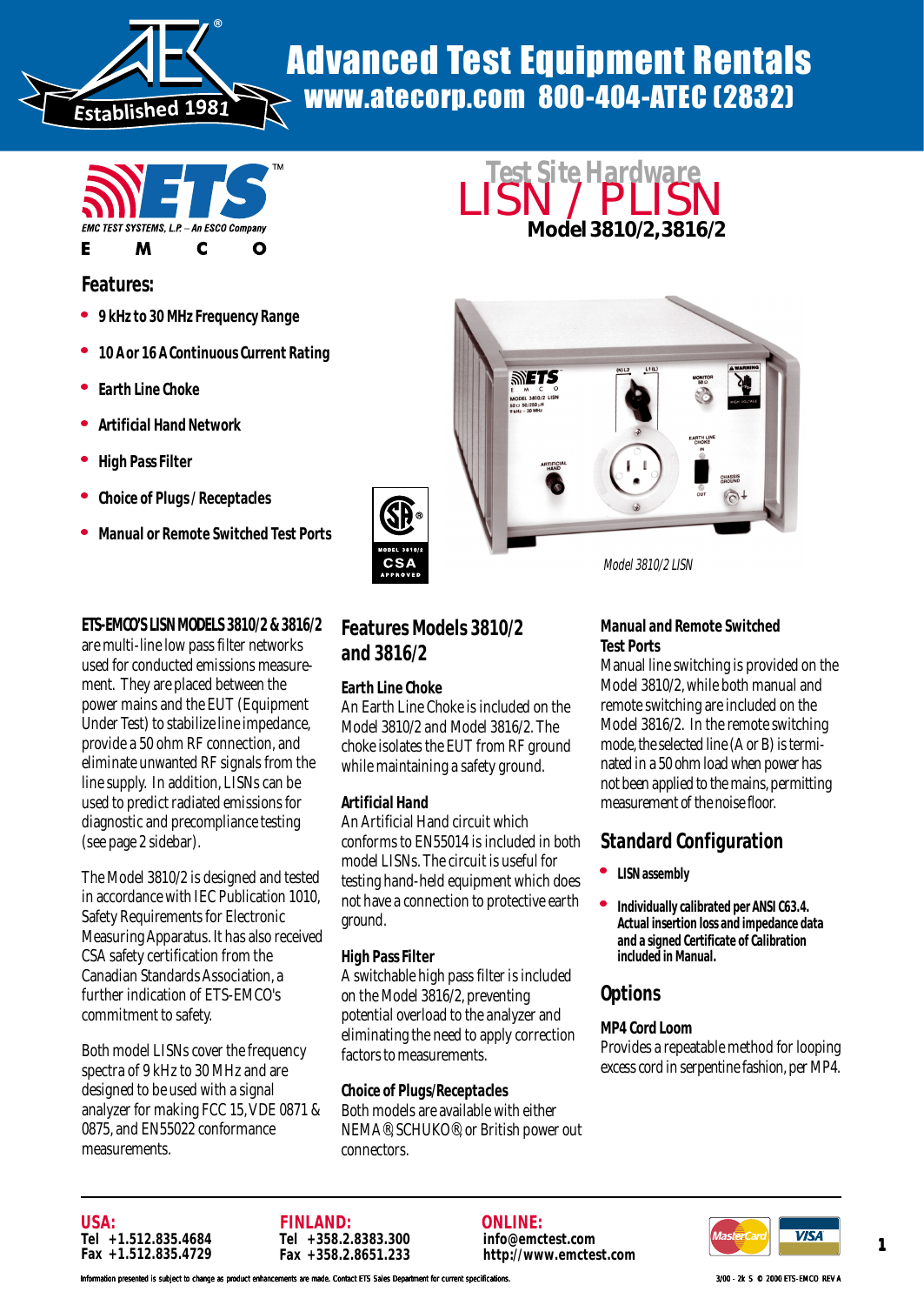# Advanced Test Equipment Rentals

www.atecorp.com 800-404-ATEC (2832)

Established 1981

ETS EMC TEST SYSTEMS, L.P. – An ESCO Company

E M C O

## Test Site Hardware

# LISN / PLISN

## Model 3810/2, 3816/2

### Features:

- 9 kHz to 30 MHz Frequency Range
- 10 A or 16 A Continuous Current Rating
- Earth Line Choke
- Artificial Hand Network
- High Pass Filter
- Choice of Plugs / Receptacles
- Manual or Remote Switched Test Ports

MODEL 3810/2 CSA APPROVED

Model 3810/2 LISN

**ETS-EMCO'S LISN MODELS 3810/2 & 3816/2** are multi-line low pass filter networks used for conducted emissions measurement. They are placed between the power mains and the EUT (Equipment Under Test) to stabilize line impedance, provide a 50 ohm RF connection, and eliminate unwanted RF signals from the line supply. In addition, LISNs can be used to predict radiated emissions for diagnostic and precompliance testing (see page 2 sidebar).

The Model 3810/2 is designed and tested in accordance with IEC Publication 1010, Safety Requirements for Electronic Measuring Apparatus. It has also received CSA safety certification from the Canadian Standards Association, a further indication of ETS-EMCO's commitment to safety.

Both model LISNs cover the frequency spectra of 9 kHz to 30 MHz and are designed to be used with a signal analyzer for making FCC 15, VDE 0871 & 0875, and EN55022 conformance measurements.

## Features Models 3810/2 and 3816/2

### Earth Line Choke

An Earth Line Choke is included on the Model 3810/2 and Model 3816/2. The choke isolates the EUT from RF ground while maintaining a safety ground.

### Artificial Hand

An Artificial Hand circuit which conforms to EN55014 is included in both model LISNs. The circuit is useful for testing hand-held equipment which does not have a connection to protective earth ground.

### High Pass Filter

A switchable high pass filter is included on the Model 3816/2, preventing potential overload to the analyzer and eliminating the need to apply correction factors to measurements.

### Choice of Plugs/Receptacles

Both models are available with either NEMA®, SCHUKO®, or British power out connectors.

### Manual and Remote Switched Test Ports

Manual line switching is provided on the Model 3810/2, while both manual and remote switching are included on the Model 3816/2. In the remote switching mode, the selected line (A or B) is terminated in a 50 ohm load when power has not been applied to the mains, permitting measurement of the noise floor.

## Standard Configuration

- **LISN assembly**
- **Individually calibrated per ANSI C63.4. Actual insertion loss and impedance data and a signed Certificate of Calibration included in Manual.**

## Options

### MP4 Cord Loom

Provides a repeatable method for looping excess cord in serpentine fashion, per MP4.

**USA:**
Tel +1.512.835.4684
Fax +1.512.835.4729

**FINLAND:**
Tel +358.2.8383.300
Fax +358.2.8651.233

**ONLINE:**
info@emctest.com
http://www.emctest.com

Information presented is subject to change as product enhancements are made. Contact ETS Sales Department for current specifications.

3/00 - 2k S © 2000 ETS-EMCO REV A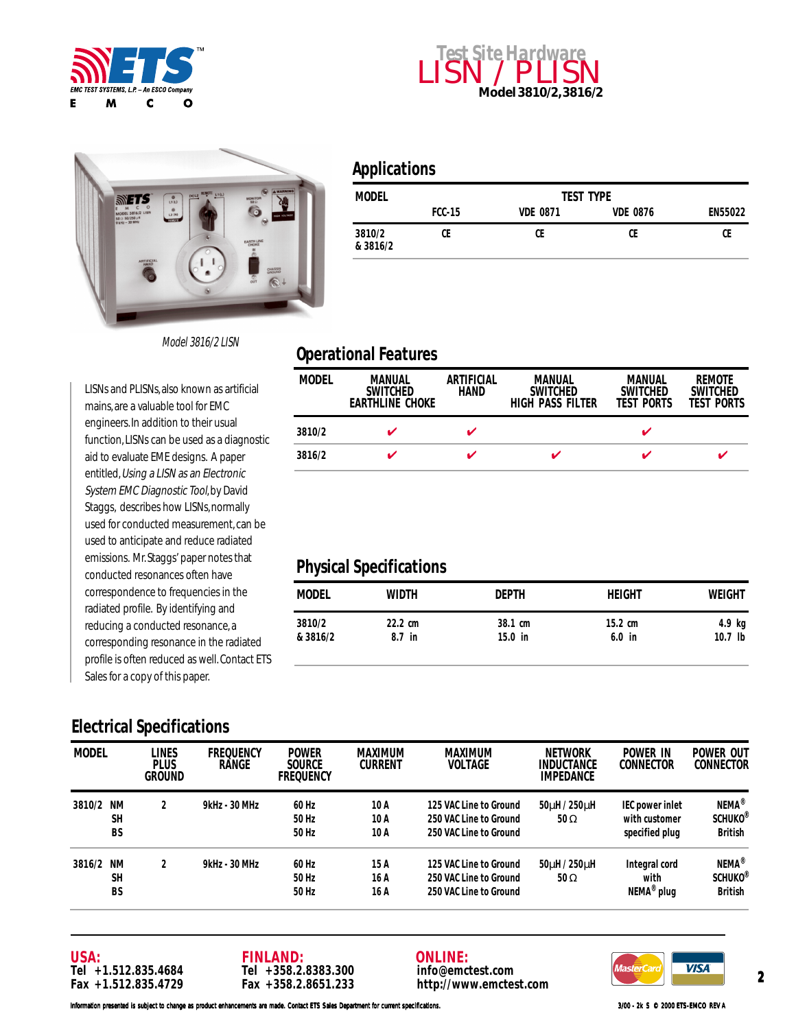Test Site Hardware

# LISN / PLISN

**Model 3810/2, 3816/2**

*Model 3816/2 LISN*

## Applications

| MODEL | TEST TYPE | | | |
|---|---|---|---|---|
| | FCC-15 | VDE 0871 | VDE 0876 | EN55022 |
| 3810/2 & 3816/2 | CE | CE | CE | CE |

LISNs and PLISNs, also known as artificial mains, are a valuable tool for EMC engineers. In addition to their usual function, LISNs can be used as a diagnostic aid to evaluate EME designs. A paper entitled, *Using a LISN as an Electronic System EMC Diagnostic Tool*, by David Staggs, describes how LISNs, normally used for conducted measurement, can be used to anticipate and reduce radiated emissions. Mr. Staggs' paper notes that conducted resonances often have correspondence to frequencies in the radiated profile. By identifying and reducing a conducted resonance, a corresponding resonance in the radiated profile is often reduced as well. Contact ETS Sales for a copy of this paper.

## Operational Features

| MODEL | MANUAL SWITCHED EARTHLINE CHOKE | ARTIFICIAL HAND | MANUAL SWITCHED HIGH PASS FILTER | MANUAL SWITCHED TEST PORTS | REMOTE SWITCHED TEST PORTS |
|---|---|---|---|---|---|
| 3810/2 | ✔ | ✔ | | ✔ | |
| 3816/2 | ✔ | ✔ | ✔ | ✔ | ✔ |

## Physical Specifications

| MODEL | WIDTH | DEPTH | HEIGHT | WEIGHT |
|---|---|---|---|---|
| 3810/2 & 3816/2 | 22.2 cm<br>8.7 in | 38.1 cm<br>15.0 in | 15.2 cm<br>6.0 in | 4.9 kg<br>10.7 lb |

## Electrical Specifications

| MODEL | | LINES PLUS GROUND | FREQUENCY RANGE | POWER SOURCE FREQUENCY | MAXIMUM CURRENT | MAXIMUM VOLTAGE | NETWORK INDUCTANCE IMPEDANCE | POWER IN CONNECTOR | POWER OUT CONNECTOR |
|---|---|---|---|---|---|---|---|---|---|
| 3810/2 | NM<br>SH<br>BS | 2 | 9kHz - 30 MHz | 60 Hz<br>50 Hz<br>50 Hz | 10 A<br>10 A<br>10 A | 125 VAC Line to Ground<br>250 VAC Line to Ground<br>250 VAC Line to Ground | 50µH / 250µH<br>50 Ω | IEC power inlet with customer specified plug | NEMA®<br>SCHUKO®<br>British |
| 3816/2 | NM<br>SH<br>BS | 2 | 9kHz - 30 MHz | 60 Hz<br>50 Hz<br>50 Hz | 15 A<br>16 A<br>16 A | 125 VAC Line to Ground<br>250 VAC Line to Ground<br>250 VAC Line to Ground | 50µH / 250µH<br>50 Ω | Integral cord with NEMA® plug | NEMA®<br>SCHUKO®<br>British |

**USA:**
Tel +1.512.835.4684
Fax +1.512.835.4729

**FINLAND:**
Tel +358.2.8383.300
Fax +358.2.8651.233

**ONLINE:**
info@emctest.com
http://www.emctest.com

Information presented is subject to change as product enhancements are made. Contact ETS Sales Department for current specifications.

3/00 - 2k S © 2000 ETS-EMCO REV A